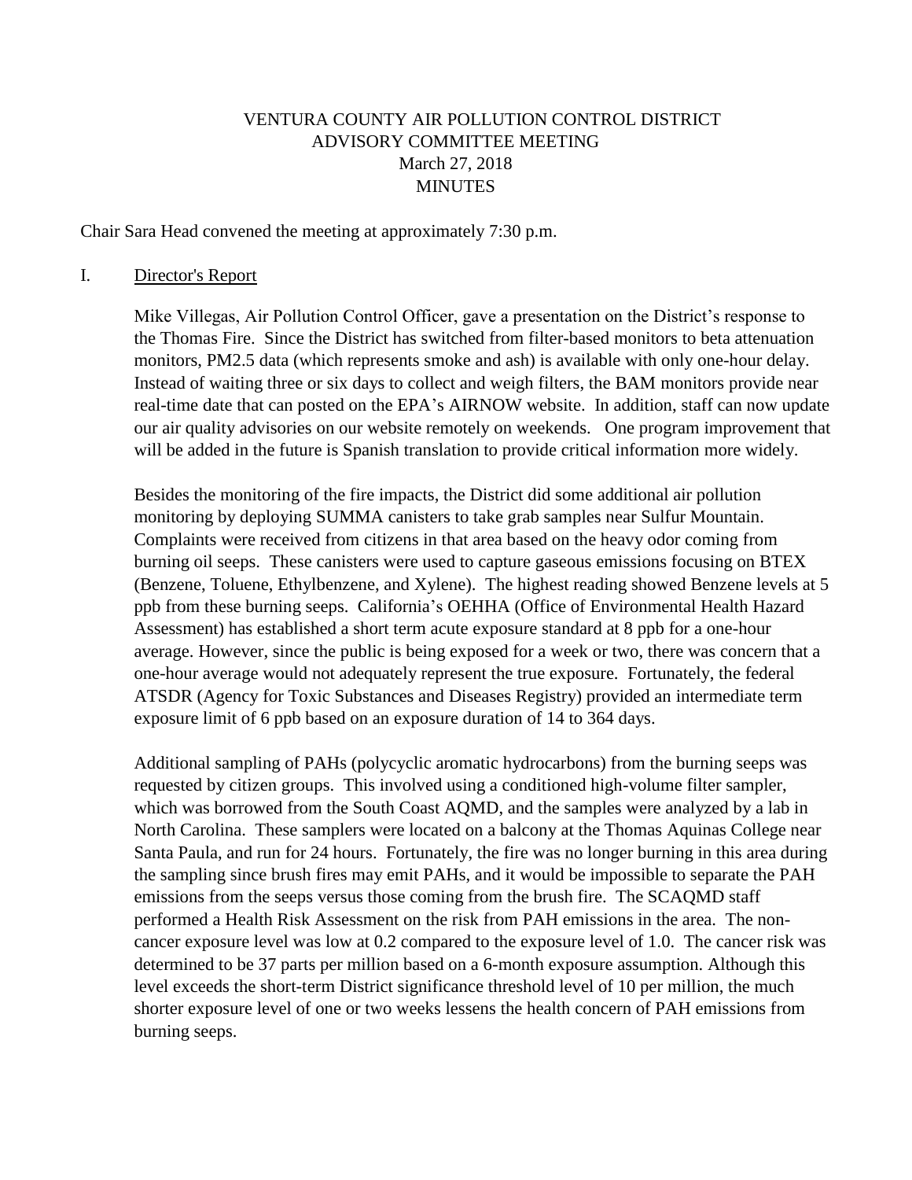# VENTURA COUNTY AIR POLLUTION CONTROL DISTRICT
## ADVISORY COMMITTEE MEETING
### March 27, 2018
### MINUTES

Chair Sara Head convened the meeting at approximately 7:30 p.m.

I. Director's Report

Mike Villegas, Air Pollution Control Officer, gave a presentation on the District's response to the Thomas Fire. Since the District has switched from filter-based monitors to beta attenuation monitors, PM2.5 data (which represents smoke and ash) is available with only one-hour delay. Instead of waiting three or six days to collect and weigh filters, the BAM monitors provide near real-time date that can posted on the EPA's AIRNOW website. In addition, staff can now update our air quality advisories on our website remotely on weekends. One program improvement that will be added in the future is Spanish translation to provide critical information more widely.

Besides the monitoring of the fire impacts, the District did some additional air pollution monitoring by deploying SUMMA canisters to take grab samples near Sulfur Mountain. Complaints were received from citizens in that area based on the heavy odor coming from burning oil seeps. These canisters were used to capture gaseous emissions focusing on BTEX (Benzene, Toluene, Ethylbenzene, and Xylene). The highest reading showed Benzene levels at 5 ppb from these burning seeps. California's OEHHA (Office of Environmental Health Hazard Assessment) has established a short term acute exposure standard at 8 ppb for a one-hour average. However, since the public is being exposed for a week or two, there was concern that a one-hour average would not adequately represent the true exposure. Fortunately, the federal ATSDR (Agency for Toxic Substances and Diseases Registry) provided an intermediate term exposure limit of 6 ppb based on an exposure duration of 14 to 364 days.

Additional sampling of PAHs (polycyclic aromatic hydrocarbons) from the burning seeps was requested by citizen groups. This involved using a conditioned high-volume filter sampler, which was borrowed from the South Coast AQMD, and the samples were analyzed by a lab in North Carolina. These samplers were located on a balcony at the Thomas Aquinas College near Santa Paula, and run for 24 hours. Fortunately, the fire was no longer burning in this area during the sampling since brush fires may emit PAHs, and it would be impossible to separate the PAH emissions from the seeps versus those coming from the brush fire. The SCAQMD staff performed a Health Risk Assessment on the risk from PAH emissions in the area. The non-cancer exposure level was low at 0.2 compared to the exposure level of 1.0. The cancer risk was determined to be 37 parts per million based on a 6-month exposure assumption. Although this level exceeds the short-term District significance threshold level of 10 per million, the much shorter exposure level of one or two weeks lessens the health concern of PAH emissions from burning seeps.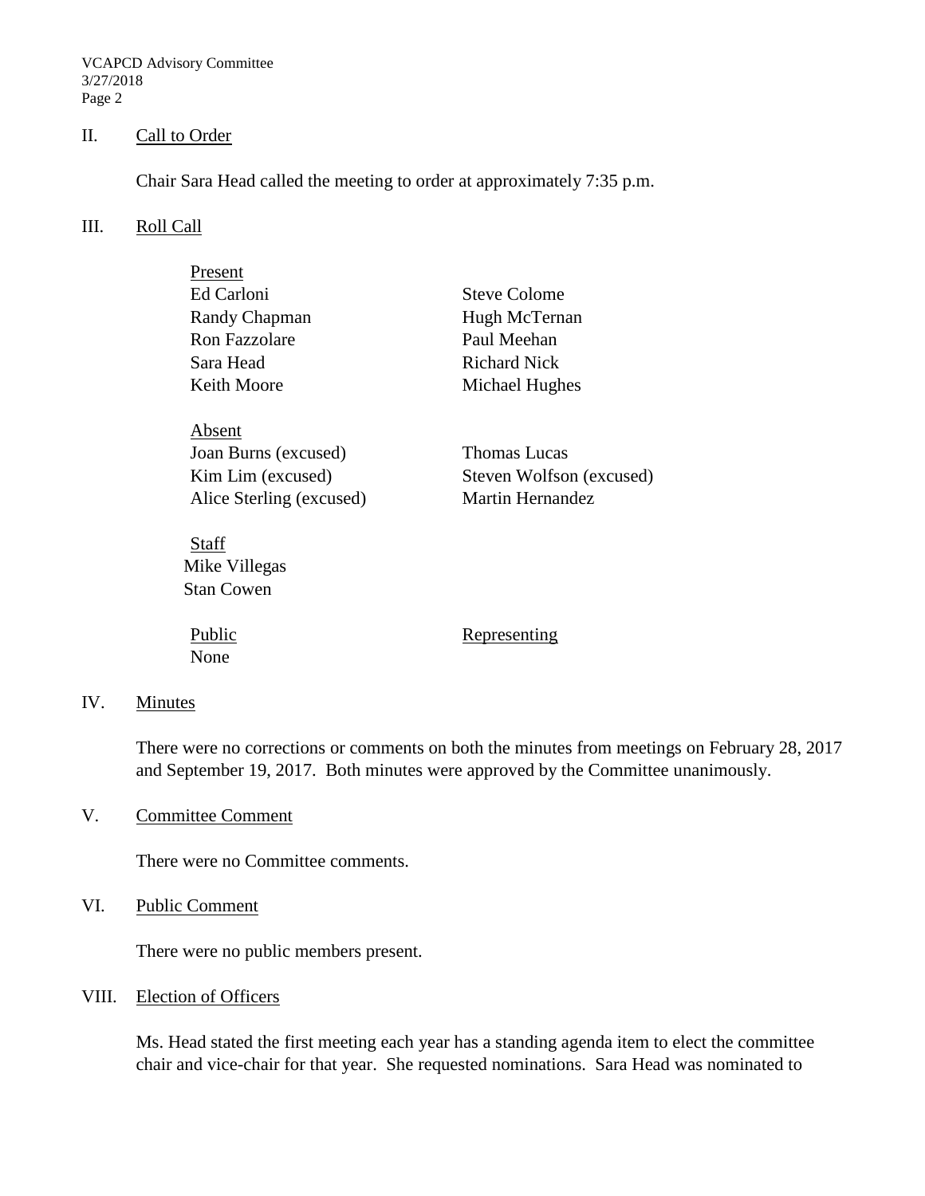## II. Call to Order

Chair Sara Head called the meeting to order at approximately 7:35 p.m.

## III. Roll Call

Present

| | |
|---|---|
| Ed Carloni | Steve Colome |
| Randy Chapman | Hugh McTernan |
| Ron Fazzolare | Paul Meehan |
| Sara Head | Richard Nick |
| Keith Moore | Michael Hughes |

Absent

| | |
|---|---|
| Joan Burns (excused) | Thomas Lucas |
| Kim Lim (excused) | Steven Wolfson (excused) |
| Alice Sterling (excused) | Martin Hernandez |

Staff

Mike Villegas
Stan Cowen

| Public | Representing |
|---|---|
| None | |

## IV. Minutes

There were no corrections or comments on both the minutes from meetings on February 28, 2017 and September 19, 2017. Both minutes were approved by the Committee unanimously.

## V. Committee Comment

There were no Committee comments.

## VI. Public Comment

There were no public members present.

## VIII. Election of Officers

Ms. Head stated the first meeting each year has a standing agenda item to elect the committee chair and vice-chair for that year. She requested nominations. Sara Head was nominated to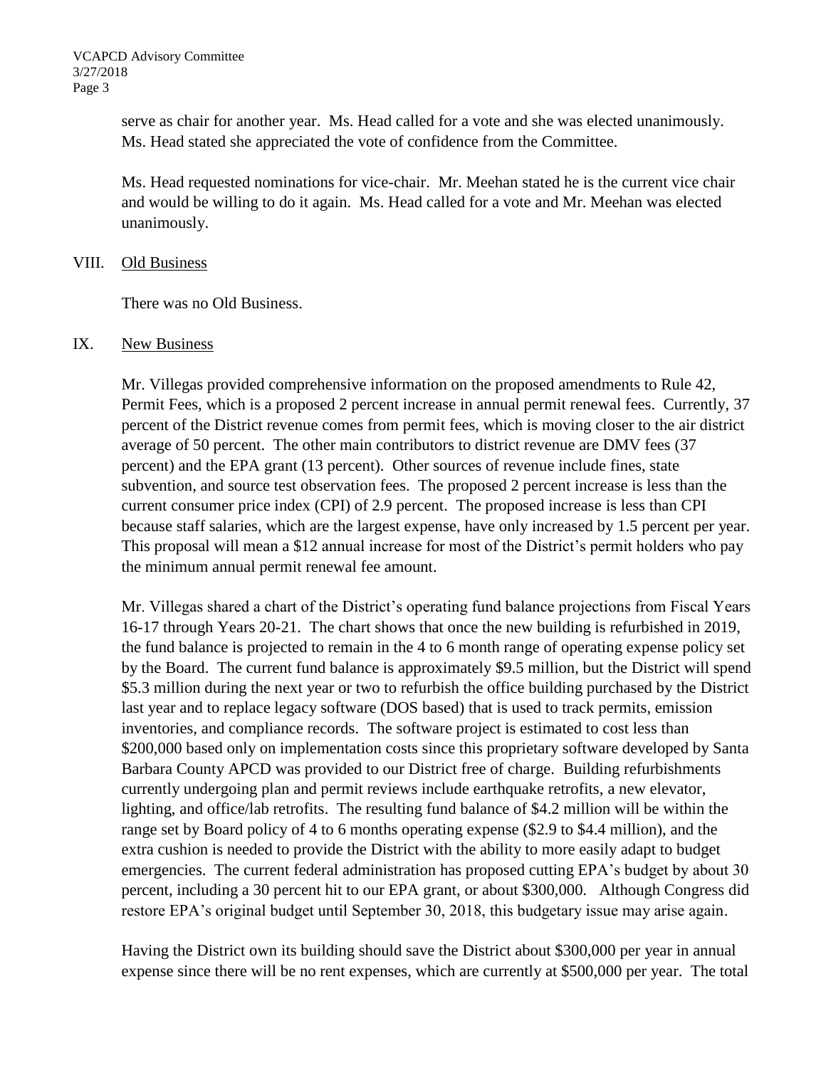serve as chair for another year. Ms. Head called for a vote and she was elected unanimously. Ms. Head stated she appreciated the vote of confidence from the Committee.

Ms. Head requested nominations for vice-chair. Mr. Meehan stated he is the current vice chair and would be willing to do it again. Ms. Head called for a vote and Mr. Meehan was elected unanimously.

VIII. Old Business

There was no Old Business.

IX. New Business

Mr. Villegas provided comprehensive information on the proposed amendments to Rule 42, Permit Fees, which is a proposed 2 percent increase in annual permit renewal fees. Currently, 37 percent of the District revenue comes from permit fees, which is moving closer to the air district average of 50 percent. The other main contributors to district revenue are DMV fees (37 percent) and the EPA grant (13 percent). Other sources of revenue include fines, state subvention, and source test observation fees. The proposed 2 percent increase is less than the current consumer price index (CPI) of 2.9 percent. The proposed increase is less than CPI because staff salaries, which are the largest expense, have only increased by 1.5 percent per year. This proposal will mean a $12 annual increase for most of the District's permit holders who pay the minimum annual permit renewal fee amount.

Mr. Villegas shared a chart of the District's operating fund balance projections from Fiscal Years 16-17 through Years 20-21. The chart shows that once the new building is refurbished in 2019, the fund balance is projected to remain in the 4 to 6 month range of operating expense policy set by the Board. The current fund balance is approximately $9.5 million, but the District will spend $5.3 million during the next year or two to refurbish the office building purchased by the District last year and to replace legacy software (DOS based) that is used to track permits, emission inventories, and compliance records. The software project is estimated to cost less than $200,000 based only on implementation costs since this proprietary software developed by Santa Barbara County APCD was provided to our District free of charge. Building refurbishments currently undergoing plan and permit reviews include earthquake retrofits, a new elevator, lighting, and office/lab retrofits. The resulting fund balance of $4.2 million will be within the range set by Board policy of 4 to 6 months operating expense ($2.9 to $4.4 million), and the extra cushion is needed to provide the District with the ability to more easily adapt to budget emergencies. The current federal administration has proposed cutting EPA's budget by about 30 percent, including a 30 percent hit to our EPA grant, or about $300,000. Although Congress did restore EPA's original budget until September 30, 2018, this budgetary issue may arise again.

Having the District own its building should save the District about $300,000 per year in annual expense since there will be no rent expenses, which are currently at $500,000 per year. The total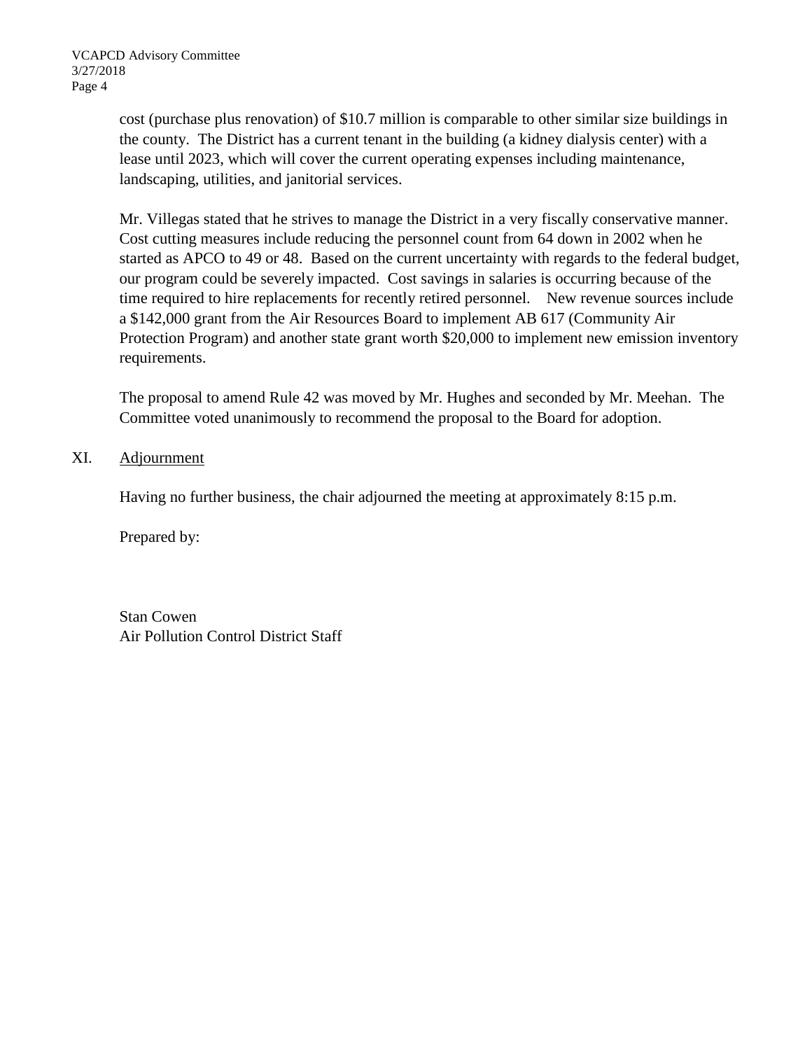cost (purchase plus renovation) of $10.7 million is comparable to other similar size buildings in the county. The District has a current tenant in the building (a kidney dialysis center) with a lease until 2023, which will cover the current operating expenses including maintenance, landscaping, utilities, and janitorial services.

Mr. Villegas stated that he strives to manage the District in a very fiscally conservative manner. Cost cutting measures include reducing the personnel count from 64 down in 2002 when he started as APCO to 49 or 48. Based on the current uncertainty with regards to the federal budget, our program could be severely impacted. Cost savings in salaries is occurring because of the time required to hire replacements for recently retired personnel. New revenue sources include a $142,000 grant from the Air Resources Board to implement AB 617 (Community Air Protection Program) and another state grant worth $20,000 to implement new emission inventory requirements.

The proposal to amend Rule 42 was moved by Mr. Hughes and seconded by Mr. Meehan. The Committee voted unanimously to recommend the proposal to the Board for adoption.

## XI. Adjournment

Having no further business, the chair adjourned the meeting at approximately 8:15 p.m.

Prepared by:

Stan Cowen
Air Pollution Control District Staff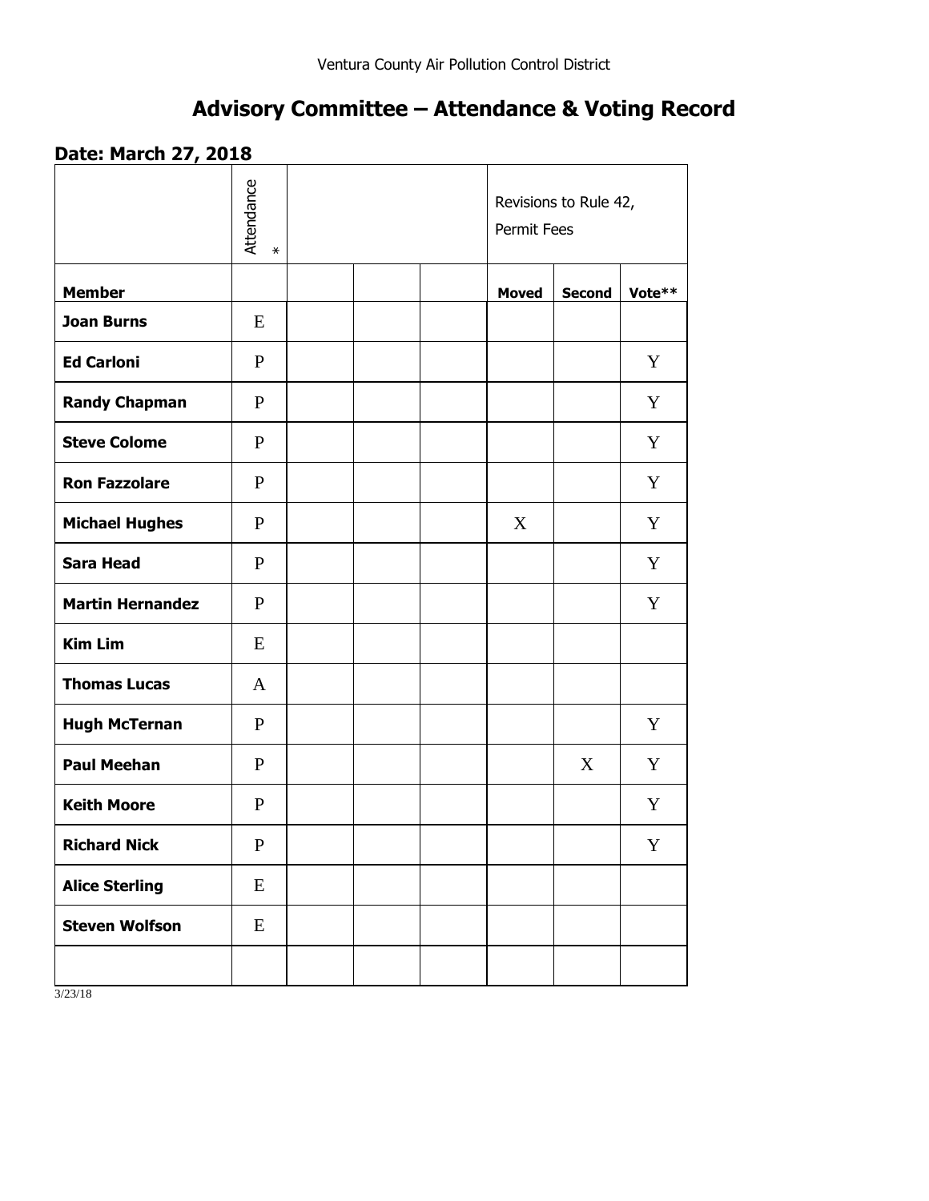Ventura County Air Pollution Control District

# Advisory Committee – Attendance & Voting Record

## Date: March 27, 2018

| | Attendance * | | | | Revisions to Rule 42, Permit Fees | | |
|---|---|---|---|---|---|---|---|
| **Member** | | | | | **Moved** | **Second** | **Vote**** |
| **Joan Burns** | E | | | | | | |
| **Ed Carloni** | P | | | | | | Y |
| **Randy Chapman** | P | | | | | | Y |
| **Steve Colome** | P | | | | | | Y |
| **Ron Fazzolare** | P | | | | | | Y |
| **Michael Hughes** | P | | | | X | | Y |
| **Sara Head** | P | | | | | | Y |
| **Martin Hernandez** | P | | | | | | Y |
| **Kim Lim** | E | | | | | | |
| **Thomas Lucas** | A | | | | | | |
| **Hugh McTernan** | P | | | | | | Y |
| **Paul Meehan** | P | | | | | X | Y |
| **Keith Moore** | P | | | | | | Y |
| **Richard Nick** | P | | | | | | Y |
| **Alice Sterling** | E | | | | | | |
| **Steven Wolfson** | E | | | | | | |
| | | | | | | | |

3/23/18